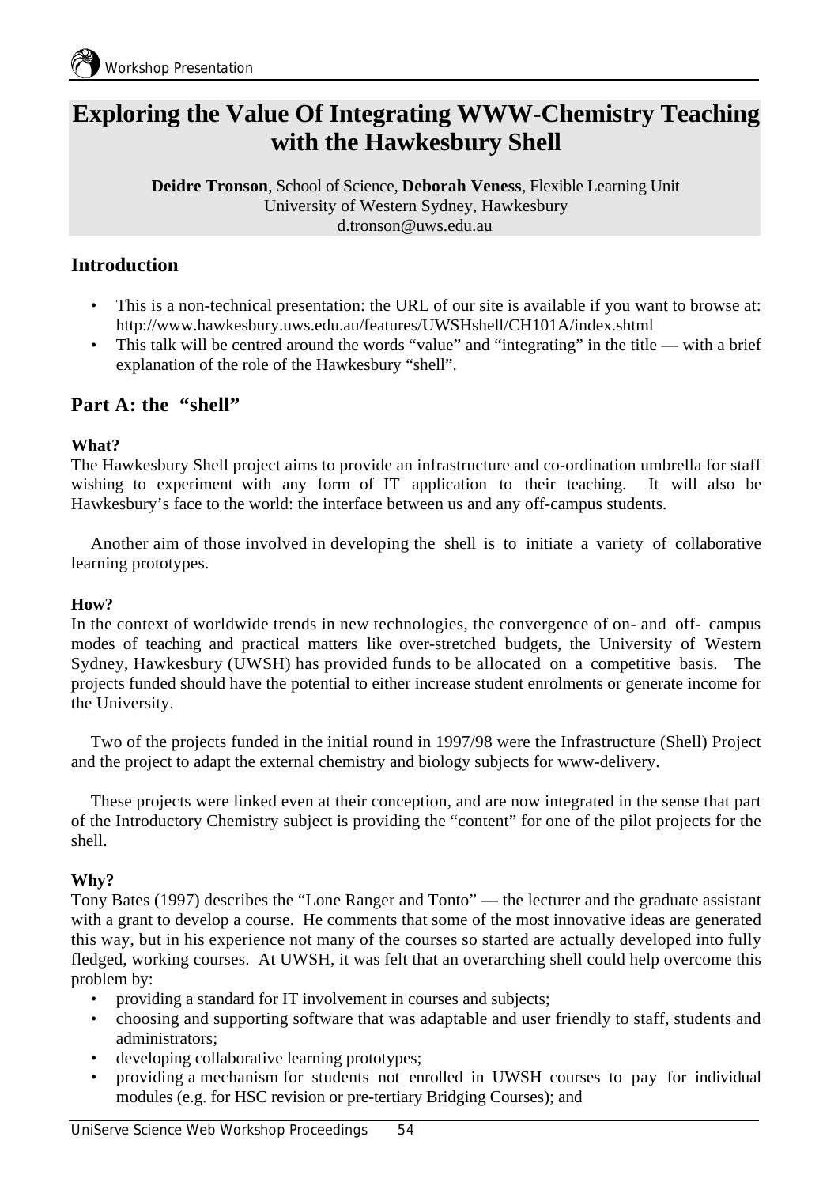# Exploring the Value Of Integrating WWW-Chemistry Teaching with the Hawkesbury Shell

**Deidre Tronson**, School of Science, **Deborah Veness**, Flexible Learning Unit
University of Western Sydney, Hawkesbury
d.tronson@uws.edu.au

## Introduction

- This is a non-technical presentation: the URL of our site is available if you want to browse at: http://www.hawkesbury.uws.edu.au/features/UWSHshell/CH101A/index.shtml
- This talk will be centred around the words "value" and "integrating" in the title — with a brief explanation of the role of the Hawkesbury "shell".

## Part A: the "shell"

**What?**
The Hawkesbury Shell project aims to provide an infrastructure and co-ordination umbrella for staff wishing to experiment with any form of IT application to their teaching. It will also be Hawkesbury's face to the world: the interface between us and any off-campus students.

Another aim of those involved in developing the shell is to initiate a variety of collaborative learning prototypes.

**How?**
In the context of worldwide trends in new technologies, the convergence of on- and off- campus modes of teaching and practical matters like over-stretched budgets, the University of Western Sydney, Hawkesbury (UWSH) has provided funds to be allocated on a competitive basis. The projects funded should have the potential to either increase student enrolments or generate income for the University.

Two of the projects funded in the initial round in 1997/98 were the Infrastructure (Shell) Project and the project to adapt the external chemistry and biology subjects for www-delivery.

These projects were linked even at their conception, and are now integrated in the sense that part of the Introductory Chemistry subject is providing the "content" for one of the pilot projects for the shell.

**Why?**
Tony Bates (1997) describes the "Lone Ranger and Tonto" — the lecturer and the graduate assistant with a grant to develop a course. He comments that some of the most innovative ideas are generated this way, but in his experience not many of the courses so started are actually developed into fully fledged, working courses. At UWSH, it was felt that an overarching shell could help overcome this problem by:

- providing a standard for IT involvement in courses and subjects;
- choosing and supporting software that was adaptable and user friendly to staff, students and administrators;
- developing collaborative learning prototypes;
- providing a mechanism for students not enrolled in UWSH courses to pay for individual modules (e.g. for HSC revision or pre-tertiary Bridging Courses); and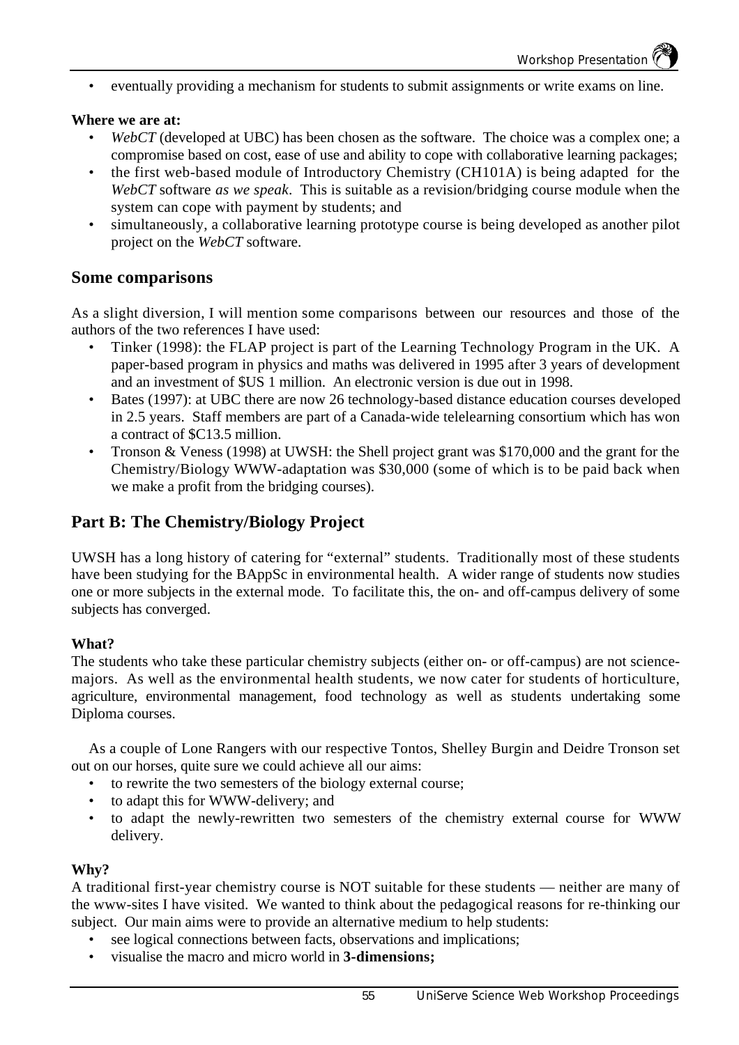- eventually providing a mechanism for students to submit assignments or write exams on line.

**Where we are at:**

- *WebCT* (developed at UBC) has been chosen as the software. The choice was a complex one; a compromise based on cost, ease of use and ability to cope with collaborative learning packages;
- the first web-based module of Introductory Chemistry (CH101A) is being adapted for the *WebCT* software *as we speak*. This is suitable as a revision/bridging course module when the system can cope with payment by students; and
- simultaneously, a collaborative learning prototype course is being developed as another pilot project on the *WebCT* software.

## Some comparisons

As a slight diversion, I will mention some comparisons between our resources and those of the authors of the two references I have used:

- Tinker (1998): the FLAP project is part of the Learning Technology Program in the UK. A paper-based program in physics and maths was delivered in 1995 after 3 years of development and an investment of $US 1 million. An electronic version is due out in 1998.
- Bates (1997): at UBC there are now 26 technology-based distance education courses developed in 2.5 years. Staff members are part of a Canada-wide telelearning consortium which has won a contract of $C13.5 million.
- Tronson & Veness (1998) at UWSH: the Shell project grant was $170,000 and the grant for the Chemistry/Biology WWW-adaptation was $30,000 (some of which is to be paid back when we make a profit from the bridging courses).

## Part B: The Chemistry/Biology Project

UWSH has a long history of catering for "external" students. Traditionally most of these students have been studying for the BAppSc in environmental health. A wider range of students now studies one or more subjects in the external mode. To facilitate this, the on- and off-campus delivery of some subjects has converged.

**What?**

The students who take these particular chemistry subjects (either on- or off-campus) are not science-majors. As well as the environmental health students, we now cater for students of horticulture, agriculture, environmental management, food technology as well as students undertaking some Diploma courses.

As a couple of Lone Rangers with our respective Tontos, Shelley Burgin and Deidre Tronson set out on our horses, quite sure we could achieve all our aims:

- to rewrite the two semesters of the biology external course;
- to adapt this for WWW-delivery; and
- to adapt the newly-rewritten two semesters of the chemistry external course for WWW delivery.

**Why?**

A traditional first-year chemistry course is NOT suitable for these students — neither are many of the www-sites I have visited. We wanted to think about the pedagogical reasons for re-thinking our subject. Our main aims were to provide an alternative medium to help students:

- see logical connections between facts, observations and implications;
- visualise the macro and micro world in **3-dimensions;**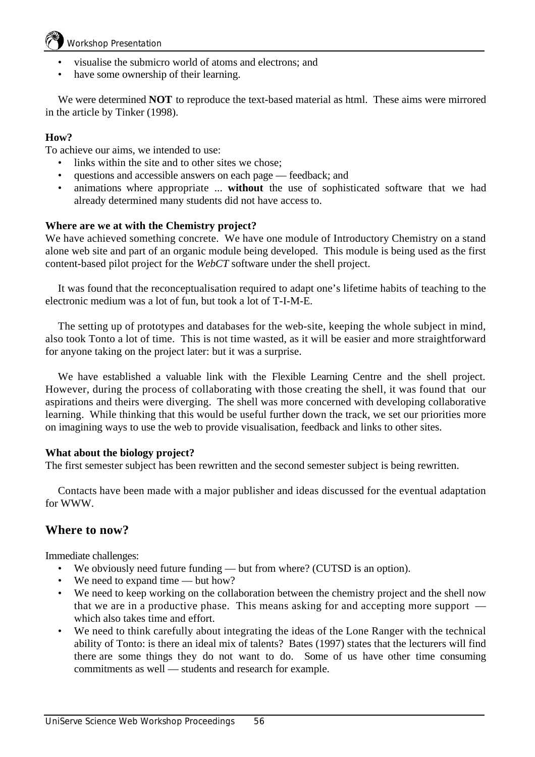- visualise the submicro world of atoms and electrons; and
- have some ownership of their learning.

We were determined **NOT** to reproduce the text-based material as html. These aims were mirrored in the article by Tinker (1998).

**How?**

To achieve our aims, we intended to use:

- links within the site and to other sites we chose;
- questions and accessible answers on each page — feedback; and
- animations where appropriate ... **without** the use of sophisticated software that we had already determined many students did not have access to.

**Where are we at with the Chemistry project?**

We have achieved something concrete. We have one module of Introductory Chemistry on a stand alone web site and part of an organic module being developed. This module is being used as the first content-based pilot project for the *WebCT* software under the shell project.

It was found that the reconceptualisation required to adapt one's lifetime habits of teaching to the electronic medium was a lot of fun, but took a lot of T-I-M-E.

The setting up of prototypes and databases for the web-site, keeping the whole subject in mind, also took Tonto a lot of time. This is not time wasted, as it will be easier and more straightforward for anyone taking on the project later: but it was a surprise.

We have established a valuable link with the Flexible Learning Centre and the shell project. However, during the process of collaborating with those creating the shell, it was found that our aspirations and theirs were diverging. The shell was more concerned with developing collaborative learning. While thinking that this would be useful further down the track, we set our priorities more on imagining ways to use the web to provide visualisation, feedback and links to other sites.

**What about the biology project?**

The first semester subject has been rewritten and the second semester subject is being rewritten.

Contacts have been made with a major publisher and ideas discussed for the eventual adaptation for WWW.

## Where to now?

Immediate challenges:

- We obviously need future funding — but from where? (CUTSD is an option).
- We need to expand time — but how?
- We need to keep working on the collaboration between the chemistry project and the shell now that we are in a productive phase. This means asking for and accepting more support — which also takes time and effort.
- We need to think carefully about integrating the ideas of the Lone Ranger with the technical ability of Tonto: is there an ideal mix of talents? Bates (1997) states that the lecturers will find there are some things they do not want to do. Some of us have other time consuming commitments as well — students and research for example.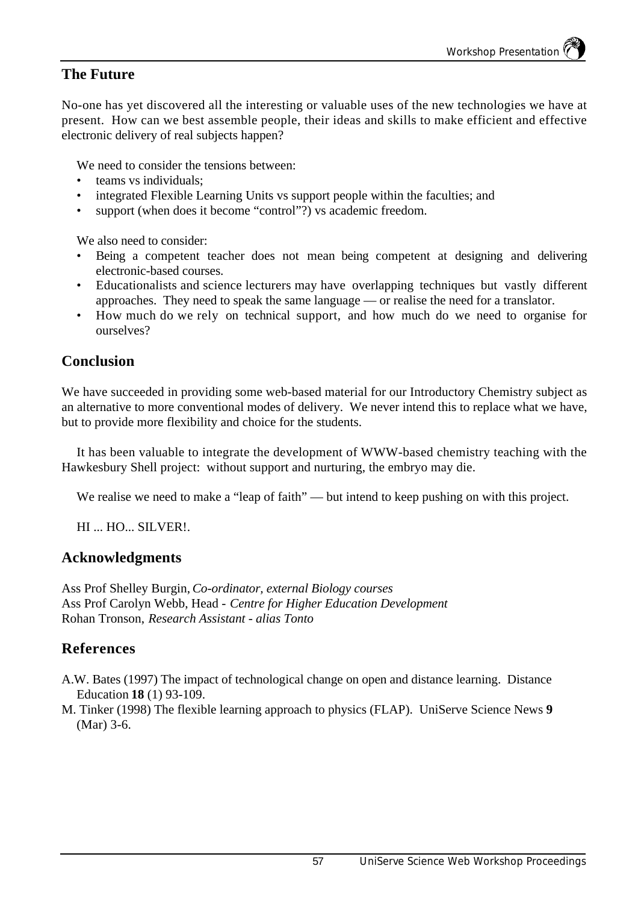## The Future

No-one has yet discovered all the interesting or valuable uses of the new technologies we have at present. How can we best assemble people, their ideas and skills to make efficient and effective electronic delivery of real subjects happen?

We need to consider the tensions between:

- teams vs individuals;
- integrated Flexible Learning Units vs support people within the faculties; and
- support (when does it become "control"?) vs academic freedom.

We also need to consider:

- Being a competent teacher does not mean being competent at designing and delivering electronic-based courses.
- Educationalists and science lecturers may have overlapping techniques but vastly different approaches. They need to speak the same language — or realise the need for a translator.
- How much do we rely on technical support, and how much do we need to organise for ourselves?

## Conclusion

We have succeeded in providing some web-based material for our Introductory Chemistry subject as an alternative to more conventional modes of delivery. We never intend this to replace what we have, but to provide more flexibility and choice for the students.

It has been valuable to integrate the development of WWW-based chemistry teaching with the Hawkesbury Shell project: without support and nurturing, the embryo may die.

We realise we need to make a "leap of faith" — but intend to keep pushing on with this project.

HI ... HO... SILVER!.

## Acknowledgments

Ass Prof Shelley Burgin, *Co-ordinator, external Biology courses*
Ass Prof Carolyn Webb, Head - *Centre for Higher Education Development*
Rohan Tronson, *Research Assistant - alias Tonto*

## References

A.W. Bates (1997) The impact of technological change on open and distance learning. Distance Education **18** (1) 93-109.

M. Tinker (1998) The flexible learning approach to physics (FLAP). UniServe Science News **9** (Mar) 3-6.